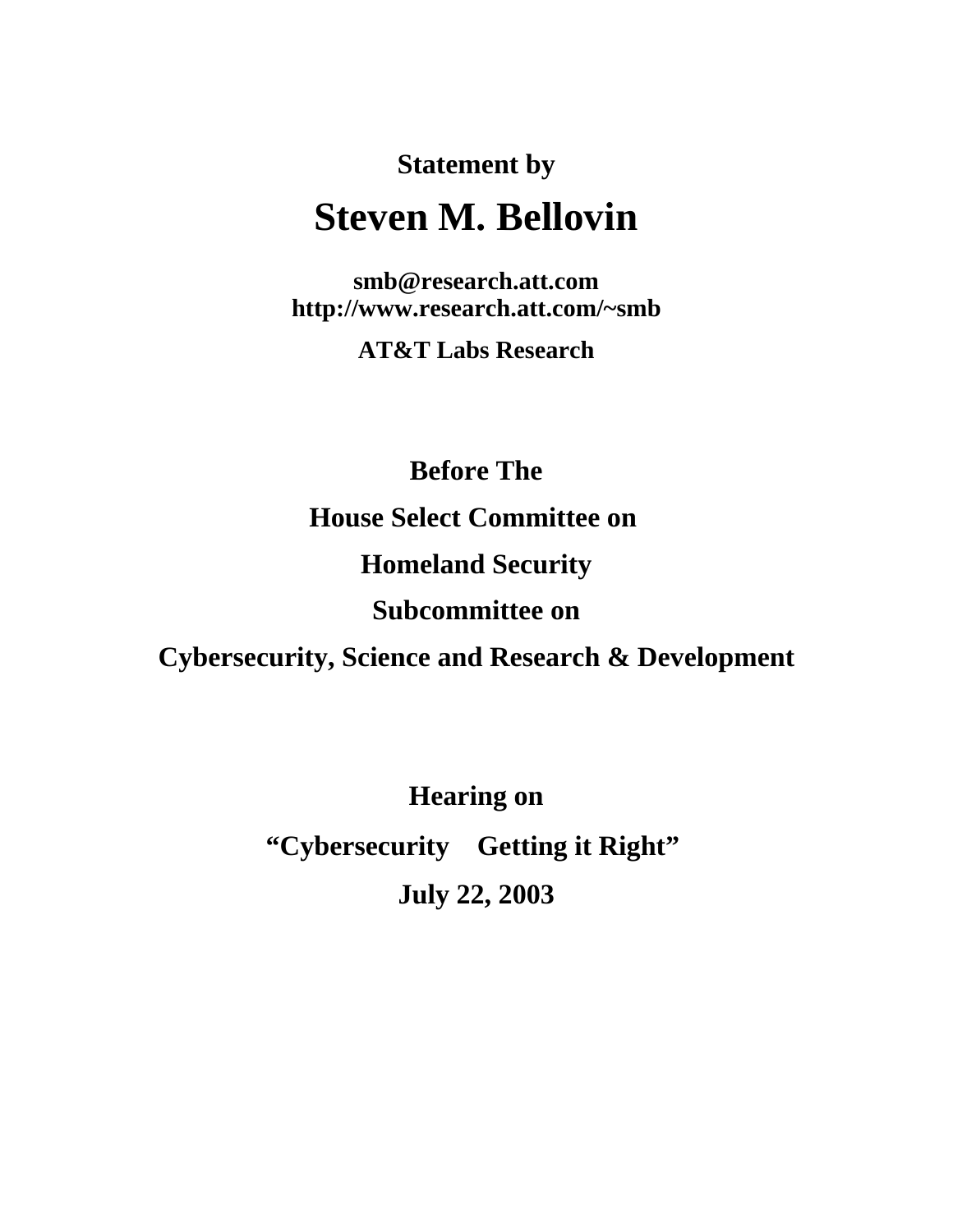**Statement by**

# Steven M. Bellovin

**smb@research.att.com**
**http://www.research.att.com/~smb**

**AT&T Labs Research**

**Before The**

**House Select Committee on**

**Homeland Security**

**Subcommittee on**

**Cybersecurity, Science and Research & Development**

**Hearing on**

**“Cybersecurity Getting it Right”**

**July 22, 2003**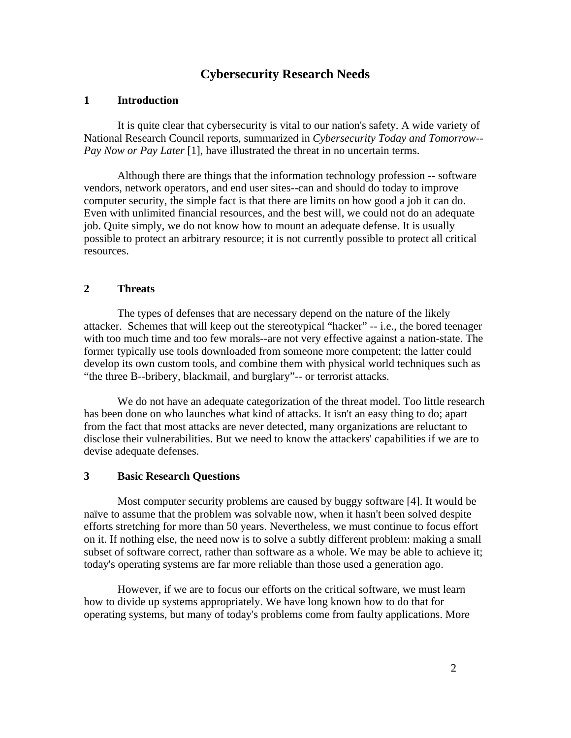# Cybersecurity Research Needs

## 1 Introduction

It is quite clear that cybersecurity is vital to our nation's safety. A wide variety of National Research Council reports, summarized in *Cybersecurity Today and Tomorrow--Pay Now or Pay Later* [1], have illustrated the threat in no uncertain terms.

Although there are things that the information technology profession -- software vendors, network operators, and end user sites--can and should do today to improve computer security, the simple fact is that there are limits on how good a job it can do. Even with unlimited financial resources, and the best will, we could not do an adequate job. Quite simply, we do not know how to mount an adequate defense. It is usually possible to protect an arbitrary resource; it is not currently possible to protect all critical resources.

## 2 Threats

The types of defenses that are necessary depend on the nature of the likely attacker. Schemes that will keep out the stereotypical "hacker" -- i.e., the bored teenager with too much time and too few morals--are not very effective against a nation-state. The former typically use tools downloaded from someone more competent; the latter could develop its own custom tools, and combine them with physical world techniques such as "the three B--bribery, blackmail, and burglary"-- or terrorist attacks.

We do not have an adequate categorization of the threat model. Too little research has been done on who launches what kind of attacks. It isn't an easy thing to do; apart from the fact that most attacks are never detected, many organizations are reluctant to disclose their vulnerabilities. But we need to know the attackers' capabilities if we are to devise adequate defenses.

## 3 Basic Research Questions

Most computer security problems are caused by buggy software [4]. It would be naïve to assume that the problem was solvable now, when it hasn't been solved despite efforts stretching for more than 50 years. Nevertheless, we must continue to focus effort on it. If nothing else, the need now is to solve a subtly different problem: making a small subset of software correct, rather than software as a whole. We may be able to achieve it; today's operating systems are far more reliable than those used a generation ago.

However, if we are to focus our efforts on the critical software, we must learn how to divide up systems appropriately. We have long known how to do that for operating systems, but many of today's problems come from faulty applications. More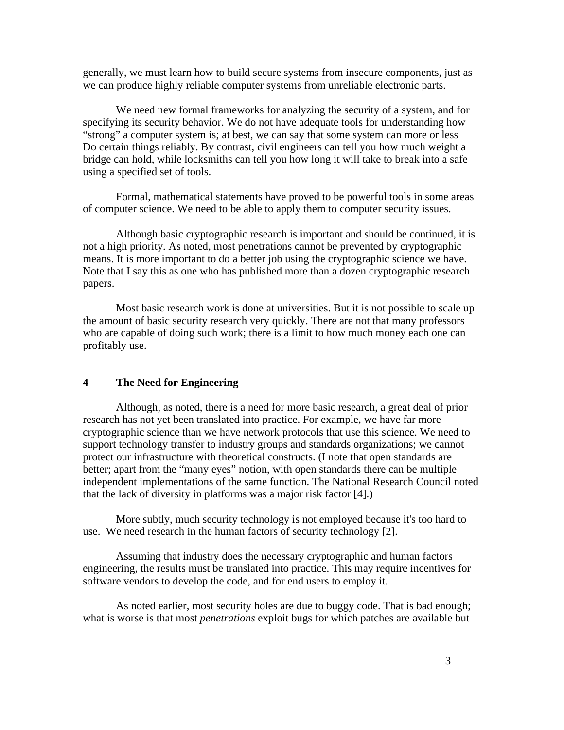generally, we must learn how to build secure systems from insecure components, just as we can produce highly reliable computer systems from unreliable electronic parts.

We need new formal frameworks for analyzing the security of a system, and for specifying its security behavior. We do not have adequate tools for understanding how "strong" a computer system is; at best, we can say that some system can more or less Do certain things reliably. By contrast, civil engineers can tell you how much weight a bridge can hold, while locksmiths can tell you how long it will take to break into a safe using a specified set of tools.

Formal, mathematical statements have proved to be powerful tools in some areas of computer science. We need to be able to apply them to computer security issues.

Although basic cryptographic research is important and should be continued, it is not a high priority. As noted, most penetrations cannot be prevented by cryptographic means. It is more important to do a better job using the cryptographic science we have. Note that I say this as one who has published more than a dozen cryptographic research papers.

Most basic research work is done at universities. But it is not possible to scale up the amount of basic security research very quickly. There are not that many professors who are capable of doing such work; there is a limit to how much money each one can profitably use.

## 4 The Need for Engineering

Although, as noted, there is a need for more basic research, a great deal of prior research has not yet been translated into practice. For example, we have far more cryptographic science than we have network protocols that use this science. We need to support technology transfer to industry groups and standards organizations; we cannot protect our infrastructure with theoretical constructs. (I note that open standards are better; apart from the "many eyes" notion, with open standards there can be multiple independent implementations of the same function. The National Research Council noted that the lack of diversity in platforms was a major risk factor [4].)

More subtly, much security technology is not employed because it's too hard to use. We need research in the human factors of security technology [2].

Assuming that industry does the necessary cryptographic and human factors engineering, the results must be translated into practice. This may require incentives for software vendors to develop the code, and for end users to employ it.

As noted earlier, most security holes are due to buggy code. That is bad enough; what is worse is that most *penetrations* exploit bugs for which patches are available but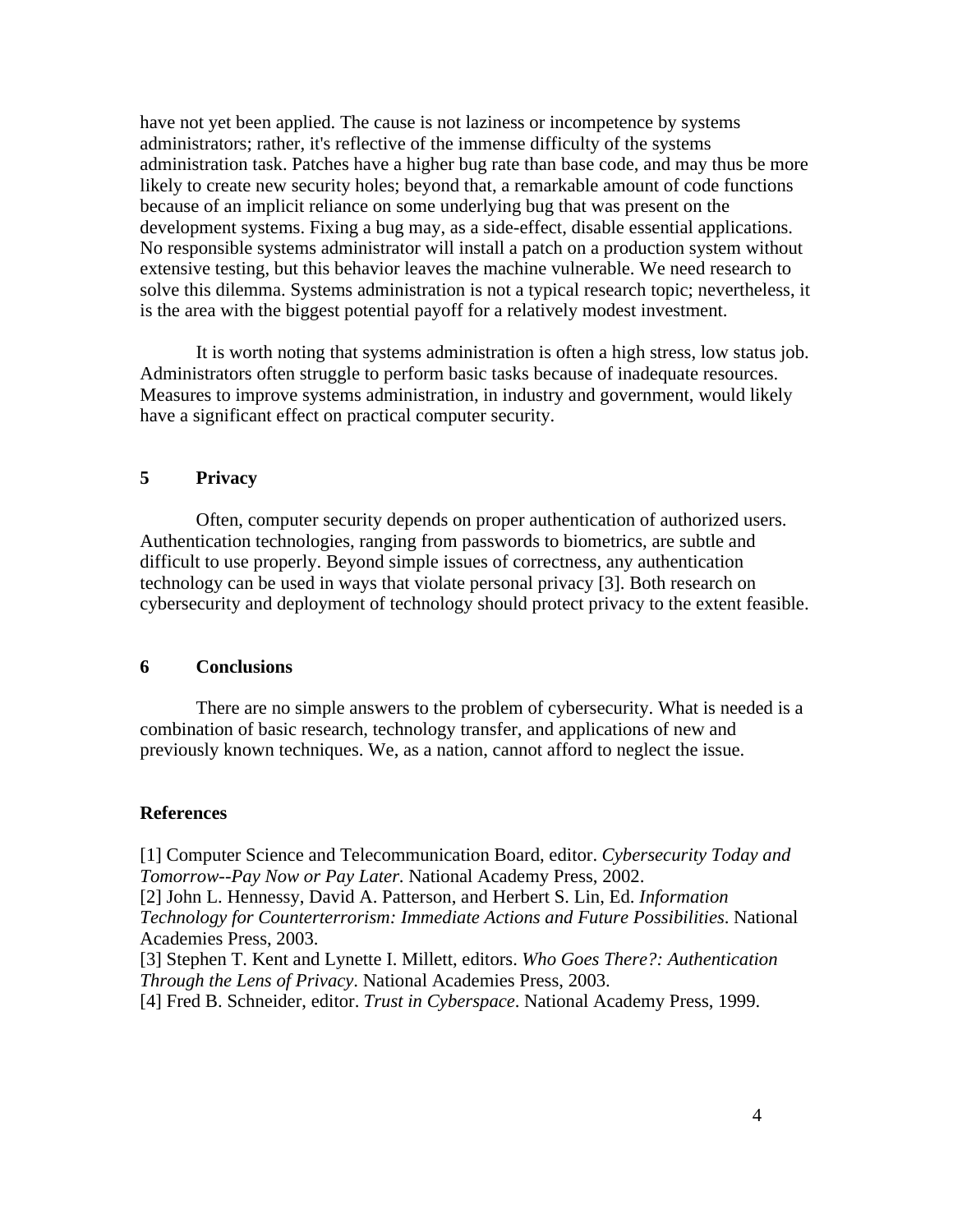have not yet been applied. The cause is not laziness or incompetence by systems administrators; rather, it's reflective of the immense difficulty of the systems administration task. Patches have a higher bug rate than base code, and may thus be more likely to create new security holes; beyond that, a remarkable amount of code functions because of an implicit reliance on some underlying bug that was present on the development systems. Fixing a bug may, as a side-effect, disable essential applications. No responsible systems administrator will install a patch on a production system without extensive testing, but this behavior leaves the machine vulnerable. We need research to solve this dilemma. Systems administration is not a typical research topic; nevertheless, it is the area with the biggest potential payoff for a relatively modest investment.

It is worth noting that systems administration is often a high stress, low status job. Administrators often struggle to perform basic tasks because of inadequate resources. Measures to improve systems administration, in industry and government, would likely have a significant effect on practical computer security.

## 5 Privacy

Often, computer security depends on proper authentication of authorized users. Authentication technologies, ranging from passwords to biometrics, are subtle and difficult to use properly. Beyond simple issues of correctness, any authentication technology can be used in ways that violate personal privacy [3]. Both research on cybersecurity and deployment of technology should protect privacy to the extent feasible.

## 6 Conclusions

There are no simple answers to the problem of cybersecurity. What is needed is a combination of basic research, technology transfer, and applications of new and previously known techniques. We, as a nation, cannot afford to neglect the issue.

## References

[1] Computer Science and Telecommunication Board, editor. *Cybersecurity Today and Tomorrow--Pay Now or Pay Later*. National Academy Press, 2002.
[2] John L. Hennessy, David A. Patterson, and Herbert S. Lin, Ed. *Information Technology for Counterterrorism: Immediate Actions and Future Possibilities*. National Academies Press, 2003.
[3] Stephen T. Kent and Lynette I. Millett, editors. *Who Goes There?: Authentication Through the Lens of Privacy*. National Academies Press, 2003.
[4] Fred B. Schneider, editor. *Trust in Cyberspace*. National Academy Press, 1999.